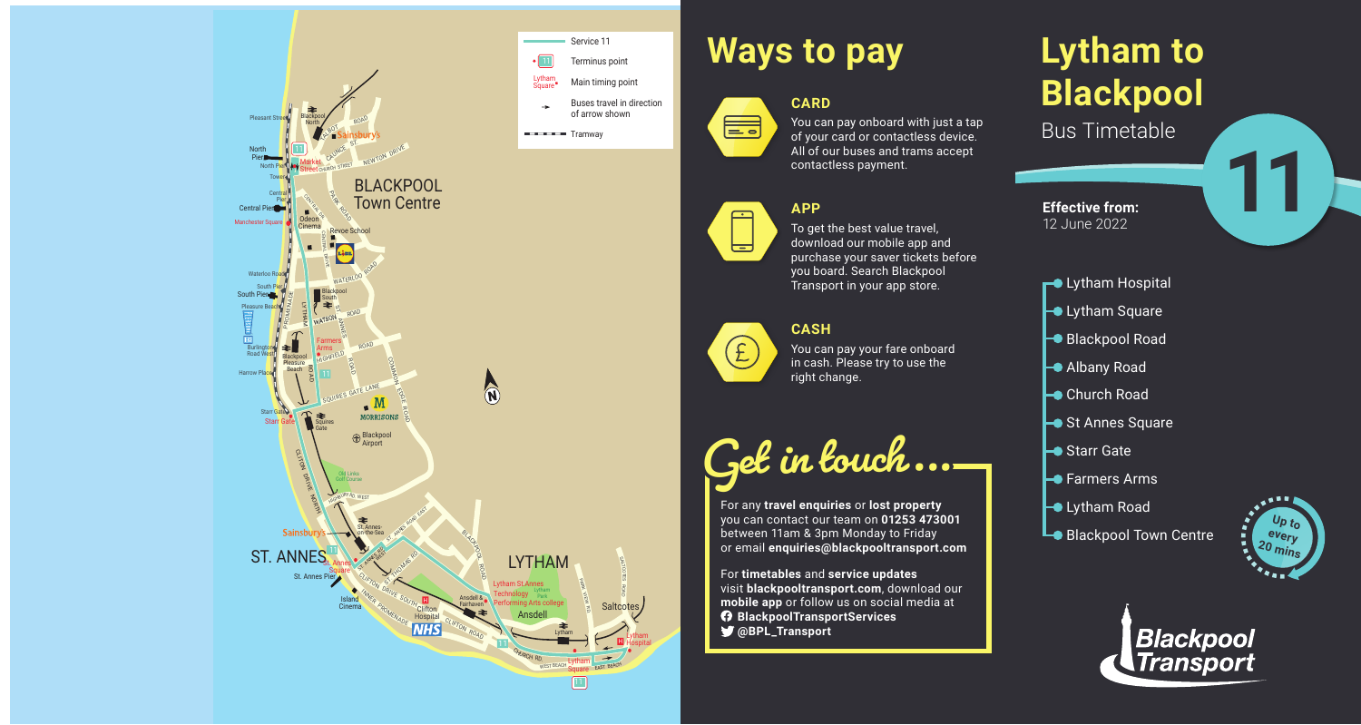## Ways to pay

### CARD

You can pay onboard with just a tap of your card or contactless device. All of our buses and trams accept contactless payment.

### APP

To get the best value travel, download our mobile app and purchase your saver tickets before you board. Search Blackpool Transport in your app store.

### CASH

You can pay your fare onboard in cash. Please try to use the right change.

## Get in touch...

For any **travel enquiries** or **lost property** you can contact our team on **01253 473001** between 11am & 3pm Monday to Friday or email **enquiries@blackpooltransport.com**

For **timetables** and **service updates** visit **blackpooltransport.com**, download our **mobile app** or follow us on social media at
**BlackpoolTransportServices**
**@BPL_Transport**

# Lytham to Blackpool

Bus Timetable

**11**

**Effective from:**
12 June 2022

- Lytham Hospital
- Lytham Square
- Blackpool Road
- Albany Road
- Church Road
- St Annes Square
- Starr Gate
- Farmers Arms
- Lytham Road
- Blackpool Town Centre

Up to every 20 mins

Blackpool Transport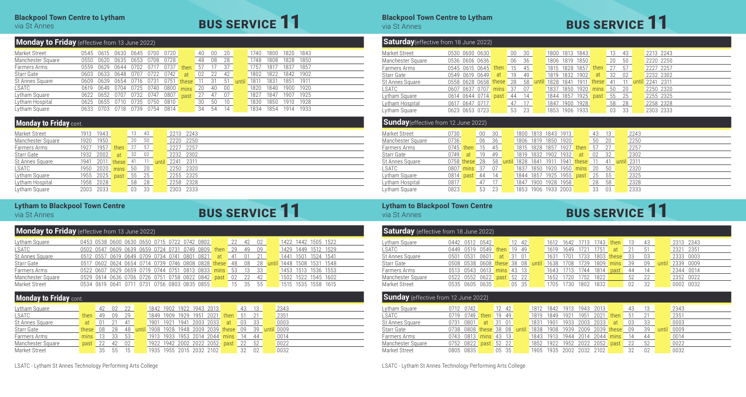## Blackpool Town Centre to Lytham
via St Annes

# BUS SERVICE 11

### Monday to Friday (effective from 13 June 2022)

| | | | | | | | | | | | | | | | | |
|---|---|---|---|---|---|---|---|---|---|---|---|---|---|---|---|---|
| Market Street | 0545 | 0615 | 0630 | 0645 | 0700 | 0720 | | 40 | 00 | 20 | | 1740 | 1800 | 1820 | 1843 |
| Manchester Square | 0550 | 0620 | 0635 | 0653 | 0708 | 0728 | | 48 | 08 | 28 | | 1748 | 1808 | 1828 | 1850 |
| Farmers Arms | 0559 | 0629 | 0644 | 0702 | 0717 | 0737 | then | 57 | 17 | 37 | | 1757 | 1817 | 1837 | 1857 |
| Starr Gate | 0603 | 0633 | 0648 | 0707 | 0722 | 0742 | at | 02 | 22 | 42 | | 1802 | 1822 | 1842 | 1902 |
| St Annes Square | 0609 | 0639 | 0654 | 0716 | 0731 | 0751 | these | 11 | 31 | 51 | until | 1811 | 1831 | 1851 | 1911 |
| LSATC | 0619 | 0649 | 0704 | 0725 | 0740 | 0800 | mins | 20 | 40 | 00 | | 1820 | 1840 | 1900 | 1920 |
| Lytham Square | 0622 | 0652 | 0707 | 0732 | 0747 | 0807 | past | 27 | 47 | 07 | | 1827 | 1847 | 1907 | 1925 |
| Lytham Hospital | 0625 | 0655 | 0710 | 0735 | 0750 | 0810 | | 30 | 50 | 10 | | 1830 | 1850 | 1910 | 1928 |
| Lytham Square | 0633 | 0703 | 0718 | 0739 | 0754 | 0814 | | 34 | 54 | 14 | | 1834 | 1854 | 1914 | 1933 |

### Monday to Friday cont.

| | | | | | | | | |
|---|---|---|---|---|---|---|---|---|
| Market Street | 1913 | 1943 | | 13 | 43 | | 2213 | 2243 |
| Manchester Square | 1920 | 1950 | | 20 | 50 | | 2220 | 2250 |
| Farmers Arms | 1927 | 1957 | then | 27 | 57 | | 2227 | 2257 |
| Starr Gate | 1932 | 2002 | at | 32 | 02 | | 2232 | 2302 |
| St Annes Square | 1941 | 2011 | these | 41 | 11 | until | 2241 | 2311 |
| LSATC | 1950 | 2020 | mins | 50 | 20 | | 2250 | 2320 |
| Lytham Square | 1955 | 2025 | past | 55 | 25 | | 2255 | 2325 |
| Lytham Hospital | 1958 | 2028 | | 58 | 28 | | 2258 | 2328 |
| Lytham Square | 2003 | 2033 | | 03 | 33 | | 2303 | 2333 |

## Lytham to Blackpool Town Centre
via St Annes

# BUS SERVICE 11

### Monday to Friday (effective from 13 June 2022)

| | | | | | | | | | | | | | | | | | | |
|---|---|---|---|---|---|---|---|---|---|---|---|---|---|---|---|---|---|---|
| Lytham Square | 0453 | 0538 | 0600 | 0630 | 0650 | 0715 | 0722 | 0742 | 0802 | | 22 | 42 | 02 | | 1422 | 1442 | 1505 | 1522 |
| LSATC | 0502 | 0547 | 0609 | 0639 | 0659 | 0724 | 0731 | 0749 | 0809 | then | 29 | 49 | 09 | | 1429 | 1449 | 1512 | 1529 |
| St Annes Square | 0512 | 0557 | 0619 | 0649 | 0709 | 0734 | 0741 | 0801 | 0821 | at | 41 | 01 | 21 | | 1441 | 1501 | 1524 | 1541 |
| Starr Gate | 0517 | 0602 | 0624 | 0654 | 0714 | 0739 | 0746 | 0808 | 0828 | these | 48 | 08 | 28 | until | 1448 | 1508 | 1531 | 1548 |
| Farmers Arms | 0522 | 0607 | 0629 | 0659 | 0719 | 0744 | 0751 | 0813 | 0833 | mins | 53 | 13 | 33 | | 1453 | 1513 | 1536 | 1553 |
| Manchester Square | 0529 | 0614 | 0636 | 0706 | 0726 | 0751 | 0758 | 0822 | 0842 | past | 02 | 22 | 42 | | 1502 | 1522 | 1545 | 1602 |
| Market Street | 0534 | 0619 | 0641 | 0711 | 0731 | 0756 | 0803 | 0835 | 0855 | | 15 | 35 | 55 | | 1515 | 1535 | 1558 | 1615 |

### Monday to Friday cont.

| | | | | | | | | | | | | | | |
|---|---|---|---|---|---|---|---|---|---|---|---|---|---|---|
| Lytham Square | | 42 | 02 | 22 | | 1842 | 1902 | 1922 | 1943 | 2013 | | 43 | 13 | | 2343 |
| LSATC | then | 49 | 09 | 29 | | 1849 | 1909 | 1929 | 1951 | 2021 | then | 51 | 21 | | 2351 |
| St Annes Square | at | 01 | 21 | 41 | | 1901 | 1921 | 1941 | 2003 | 2033 | at | 03 | 33 | | 0003 |
| Starr Gate | these | 08 | 28 | 48 | until | 1908 | 1928 | 1948 | 2009 | 2039 | these | 09 | 39 | until | 0009 |
| Farmers Arms | mins | 13 | 33 | 53 | | 1913 | 1933 | 1953 | 2014 | 2044 | mins | 14 | 44 | | 0014 |
| Manchester Square | past | 22 | 42 | 02 | | 1922 | 1942 | 2002 | 2022 | 2052 | past | 22 | 52 | | 0022 |
| Market Street | | 35 | 55 | 15 | | 1935 | 1955 | 2015 | 2032 | 2102 | | 32 | 02 | | 0032 |

LSATC - Lytham St Annes Technology Performing Arts College

## Blackpool Town Centre to Lytham
via St Annes

# BUS SERVICE 11

### Saturday (effective from 18 June 2022)

| | | | | | | | | | | | | | | | | |
|---|---|---|---|---|---|---|---|---|---|---|---|---|---|---|---|---|
| Market Street | 0530 | 0600 | 0630 | | 00 | 30 | | 1800 | 1813 | 1843 | | 13 | 43 | | 2213 | 2243 |
| Manchester Square | 0536 | 0606 | 0636 | | 06 | 36 | | 1806 | 1819 | 1850 | | 20 | 50 | | 2220 | 2250 |
| Farmers Arms | 0545 | 0615 | 0645 | then | 15 | 45 | | 1815 | 1828 | 1857 | then | 27 | 57 | | 2227 | 2257 |
| Starr Gate | 0549 | 0619 | 0649 | at | 19 | 49 | | 1819 | 1832 | 1902 | at | 32 | 02 | | 2232 | 2302 |
| St Annes Square | 0558 | 0628 | 0658 | these | 28 | 58 | until | 1828 | 1841 | 1911 | these | 41 | 11 | until | 2241 | 2311 |
| LSATC | 0607 | 0637 | 0707 | mins | 37 | 07 | | 1837 | 1850 | 1920 | mins | 50 | 20 | | 2250 | 2320 |
| Lytham Square | 0614 | 0644 | 0714 | past | 44 | 14 | | 1844 | 1857 | 1925 | past | 55 | 25 | | 2255 | 2325 |
| Lytham Hospital | 0617 | 0647 | 0717 | | 47 | 17 | | 1847 | 1900 | 1928 | | 58 | 28 | | 2258 | 2328 |
| Lytham Square | 0623 | 0653 | 0723 | | 53 | 23 | | 1853 | 1906 | 1933 | | 03 | 33 | | 2303 | 2333 |

### Sunday (effective from 12 June 2022)

| | | | | | | | | | | | | | | | |
|---|---|---|---|---|---|---|---|---|---|---|---|---|---|---|---|
| Market Street | 0730 | | 00 | 30 | | 1800 | 1813 | 1843 | 1913 | | 43 | 13 | | 2243 |
| Manchester Square | 0736 | | 06 | 36 | | 1806 | 1819 | 1850 | 1920 | | 50 | 20 | | 2250 |
| Farmers Arms | 0745 | then | 15 | 45 | | 1815 | 1828 | 1857 | 1927 | then | 57 | 27 | | 2257 |
| Starr Gate | 0749 | at | 19 | 49 | | 1819 | 1832 | 1902 | 1932 | at | 02 | 32 | | 2302 |
| St Annes Square | 0758 | these | 28 | 58 | until | 1828 | 1841 | 1911 | 1941 | these | 11 | 41 | until | 2311 |
| LSATC | 0807 | mins | 37 | 07 | | 1837 | 1850 | 1920 | 1950 | mins | 20 | 50 | | 2320 |
| Lytham Square | 0814 | past | 44 | 14 | | 1844 | 1857 | 1925 | 1955 | past | 25 | 55 | | 2325 |
| Lytham Hospital | 0817 | | 47 | 17 | | 1847 | 1900 | 1928 | 1958 | | 28 | 58 | | 2328 |
| Lytham Square | 0823 | | 53 | 23 | | 1853 | 1906 | 1933 | 2003 | | 33 | 03 | | 2333 |

## Lytham to Blackpool Town Centre
via St Annes

# BUS SERVICE 11

### Saturday (effective from 18 June 2022)

| | | | | | | | | | | | | | | | | | |
|---|---|---|---|---|---|---|---|---|---|---|---|---|---|---|---|---|---|
| Lytham Square | 0442 | 0512 | 0542 | | 12 | 42 | | 1612 | 1642 | 1713 | 1743 | then | 13 | 43 | | 2313 | 2343 |
| LSATC | 0449 | 0519 | 0549 | then | 19 | 49 | | 1619 | 1649 | 1721 | 1751 | at | 21 | 51 | | 2321 | 2351 |
| St Annes Square | 0501 | 0531 | 0601 | at | 31 | 01 | | 1631 | 1701 | 1733 | 1803 | these | 33 | 03 | | 2333 | 0003 |
| Starr Gate | 0508 | 0538 | 0608 | these | 38 | 08 | until | 1638 | 1708 | 1739 | 1809 | mins | 39 | 09 | until | 2339 | 0009 |
| Farmers Arms | 0513 | 0543 | 0613 | mins | 43 | 13 | | 1643 | 1713 | 1744 | 1814 | past | 44 | 14 | | 2344 | 0014 |
| Manchester Square | 0522 | 0552 | 0622 | past | 52 | 22 | | 1652 | 1720 | 1752 | 1822 | | 52 | 22 | | 2352 | 0022 |
| Market Street | 0535 | 0605 | 0635 | | 05 | 35 | | 1705 | 1730 | 1802 | 1832 | | 02 | 32 | | 0002 | 0032 |

### Sunday (effective from 12 June 2022)

| | | | | | | | | | | | | | | | | |
|---|---|---|---|---|---|---|---|---|---|---|---|---|---|---|---|---|
| Lytham Square | 0712 | 0742 | | 12 | 42 | | 1812 | 1842 | 1913 | 1943 | 2013 | | 43 | 13 | | 2343 |
| LSATC | 0719 | 0749 | then | 19 | 49 | | 1819 | 1849 | 1921 | 1951 | 2021 | then | 51 | 21 | | 2351 |
| St Annes Square | 0731 | 0801 | at | 31 | 01 | | 1831 | 1901 | 1933 | 2003 | 2033 | at | 03 | 33 | | 0003 |
| Starr Gate | 0738 | 0808 | these | 38 | 08 | until | 1838 | 1908 | 1939 | 2009 | 2039 | these | 09 | 39 | until | 0009 |
| Farmers Arms | 0743 | 0813 | mins | 43 | 13 | | 1843 | 1913 | 1944 | 2014 | 2044 | mins | 14 | 44 | | 0014 |
| Manchester Square | 0752 | 0822 | past | 52 | 22 | | 1852 | 1922 | 1952 | 2022 | 2052 | past | 22 | 52 | | 0022 |
| Market Street | 0805 | 0835 | | 05 | 35 | | 1905 | 1935 | 2002 | 2032 | 2102 | | 32 | 02 | | 0032 |

LSATC - Lytham St Annes Technology Performing Arts College